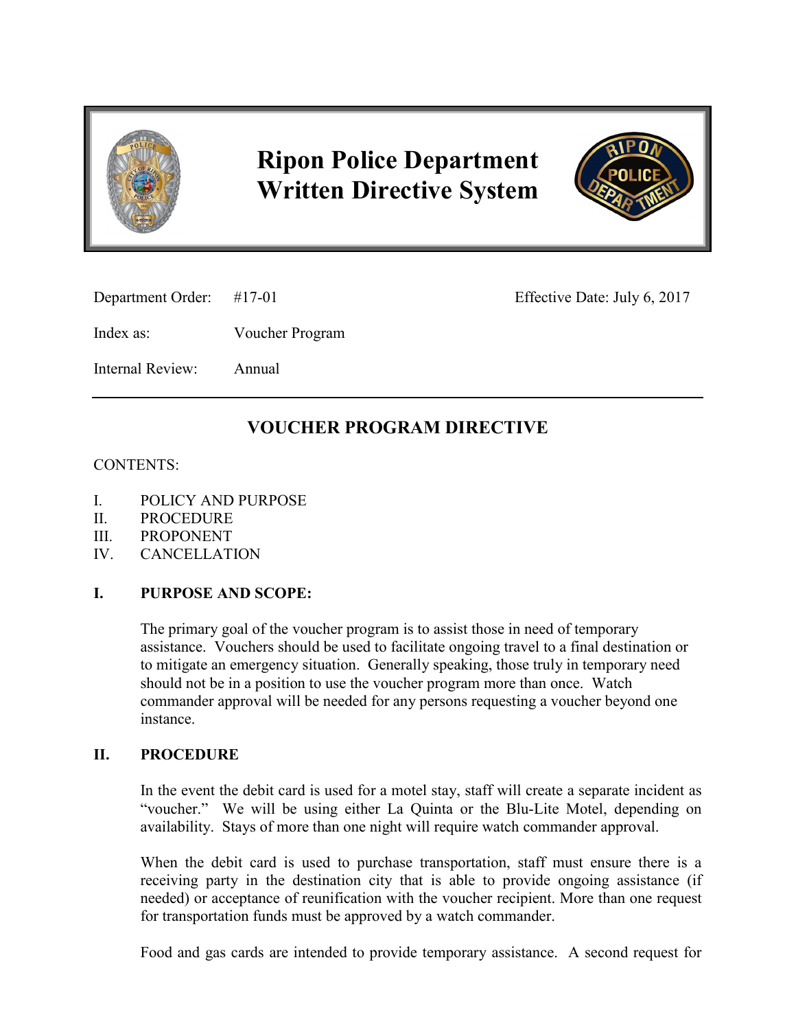# Ripon Police Department Written Directive System

Department Order: #17-01 Effective Date: July 6, 2017

Index as: Voucher Program

Internal Review: Annual

---

## VOUCHER PROGRAM DIRECTIVE

CONTENTS:

I. POLICY AND PURPOSE
II. PROCEDURE
III. PROPONENT
IV. CANCELLATION

### I. PURPOSE AND SCOPE:

The primary goal of the voucher program is to assist those in need of temporary assistance. Vouchers should be used to facilitate ongoing travel to a final destination or to mitigate an emergency situation. Generally speaking, those truly in temporary need should not be in a position to use the voucher program more than once. Watch commander approval will be needed for any persons requesting a voucher beyond one instance.

### II. PROCEDURE

In the event the debit card is used for a motel stay, staff will create a separate incident as "voucher." We will be using either La Quinta or the Blu-Lite Motel, depending on availability. Stays of more than one night will require watch commander approval.

When the debit card is used to purchase transportation, staff must ensure there is a receiving party in the destination city that is able to provide ongoing assistance (if needed) or acceptance of reunification with the voucher recipient. More than one request for transportation funds must be approved by a watch commander.

Food and gas cards are intended to provide temporary assistance. A second request for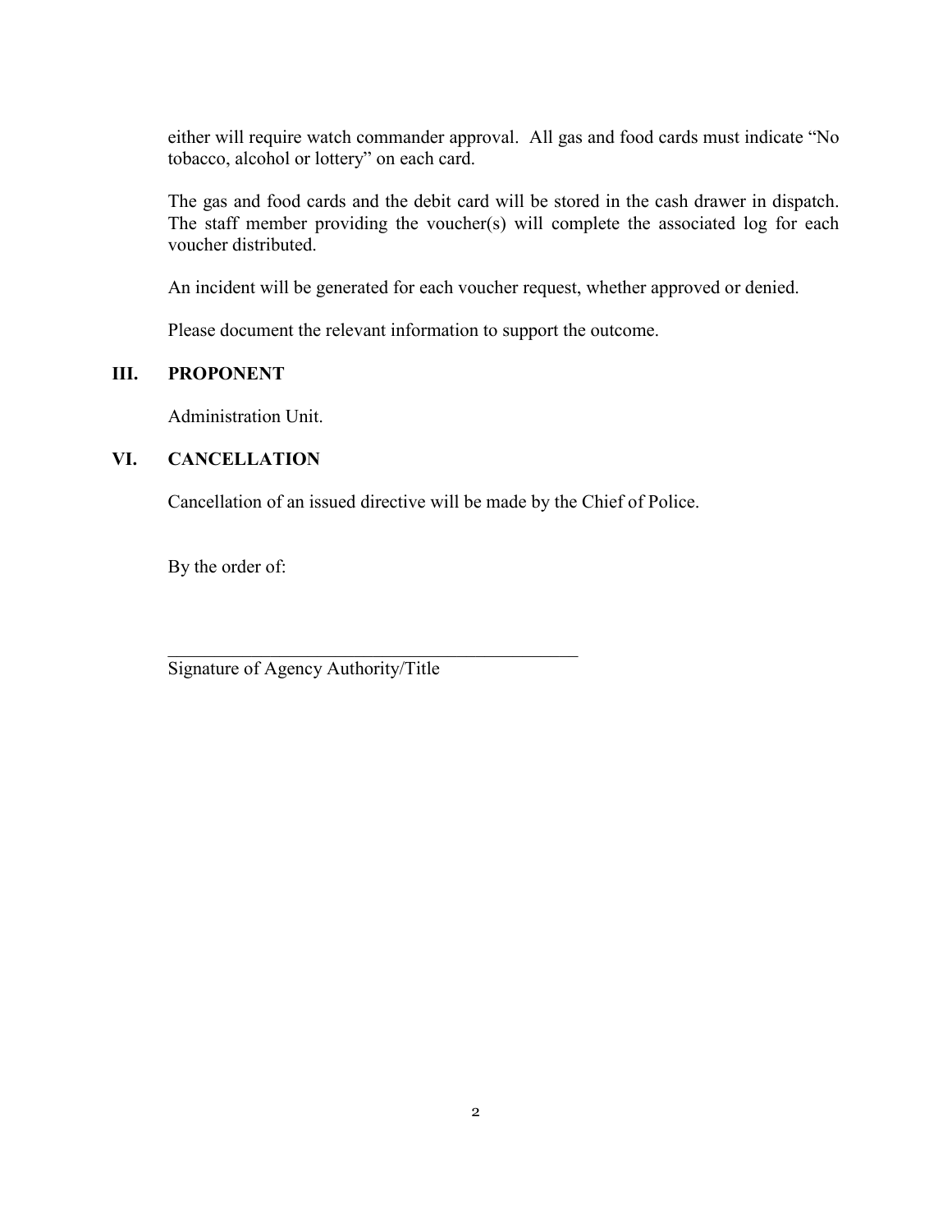either will require watch commander approval. All gas and food cards must indicate "No tobacco, alcohol or lottery" on each card.

The gas and food cards and the debit card will be stored in the cash drawer in dispatch. The staff member providing the voucher(s) will complete the associated log for each voucher distributed.

An incident will be generated for each voucher request, whether approved or denied.

Please document the relevant information to support the outcome.

## III. PROPONENT

Administration Unit.

## VI. CANCELLATION

Cancellation of an issued directive will be made by the Chief of Police.

By the order of:

\_\_\_\_\_\_\_\_\_\_\_\_\_\_\_\_\_\_\_\_\_\_\_\_\_\_\_\_\_\_\_\_\_\_\_\_\_\_\_\_\_\_\_\_

Signature of Agency Authority/Title